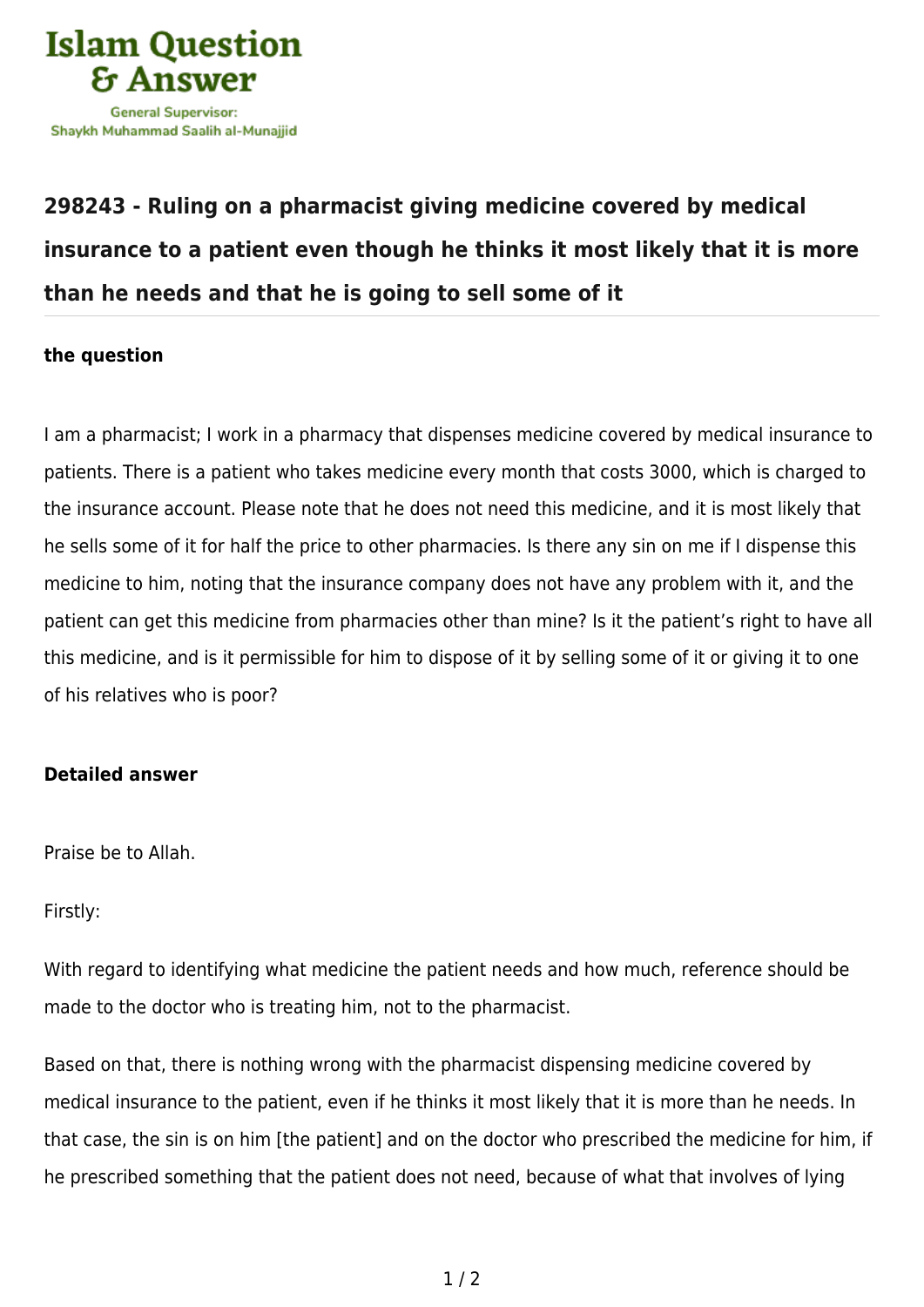Islam Question & Answer

General Supervisor:
Shaykh Muhammad Saalih al-Munajjid

## 298243 - Ruling on a pharmacist giving medicine covered by medical insurance to a patient even though he thinks it most likely that it is more than he needs and that he is going to sell some of it

### the question

I am a pharmacist; I work in a pharmacy that dispenses medicine covered by medical insurance to patients. There is a patient who takes medicine every month that costs 3000, which is charged to the insurance account. Please note that he does not need this medicine, and it is most likely that he sells some of it for half the price to other pharmacies. Is there any sin on me if I dispense this medicine to him, noting that the insurance company does not have any problem with it, and the patient can get this medicine from pharmacies other than mine? Is it the patient's right to have all this medicine, and is it permissible for him to dispose of it by selling some of it or giving it to one of his relatives who is poor?

### Detailed answer

Praise be to Allah.

Firstly:

With regard to identifying what medicine the patient needs and how much, reference should be made to the doctor who is treating him, not to the pharmacist.

Based on that, there is nothing wrong with the pharmacist dispensing medicine covered by medical insurance to the patient, even if he thinks it most likely that it is more than he needs. In that case, the sin is on him [the patient] and on the doctor who prescribed the medicine for him, if he prescribed something that the patient does not need, because of what that involves of lying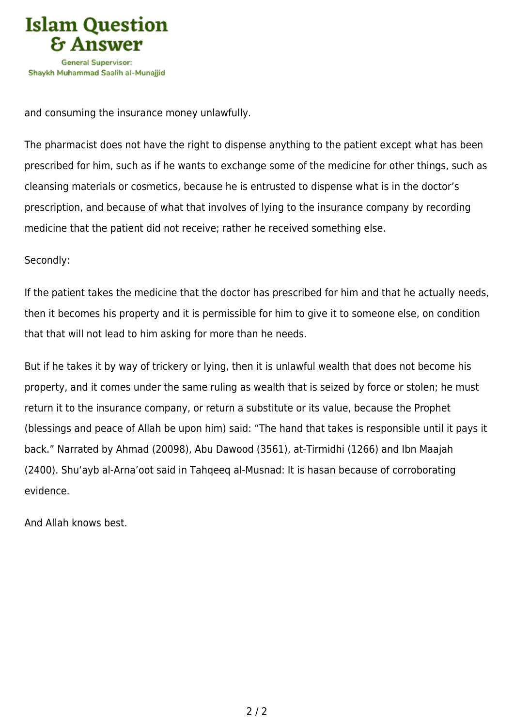and consuming the insurance money unlawfully.

The pharmacist does not have the right to dispense anything to the patient except what has been prescribed for him, such as if he wants to exchange some of the medicine for other things, such as cleansing materials or cosmetics, because he is entrusted to dispense what is in the doctor's prescription, and because of what that involves of lying to the insurance company by recording medicine that the patient did not receive; rather he received something else.

Secondly:

If the patient takes the medicine that the doctor has prescribed for him and that he actually needs, then it becomes his property and it is permissible for him to give it to someone else, on condition that that will not lead to him asking for more than he needs.

But if he takes it by way of trickery or lying, then it is unlawful wealth that does not become his property, and it comes under the same ruling as wealth that is seized by force or stolen; he must return it to the insurance company, or return a substitute or its value, because the Prophet (blessings and peace of Allah be upon him) said: "The hand that takes is responsible until it pays it back." Narrated by Ahmad (20098), Abu Dawood (3561), at-Tirmidhi (1266) and Ibn Maajah (2400). Shu'ayb al-Arna'oot said in Tahqeeq al-Musnad: It is hasan because of corroborating evidence.

And Allah knows best.